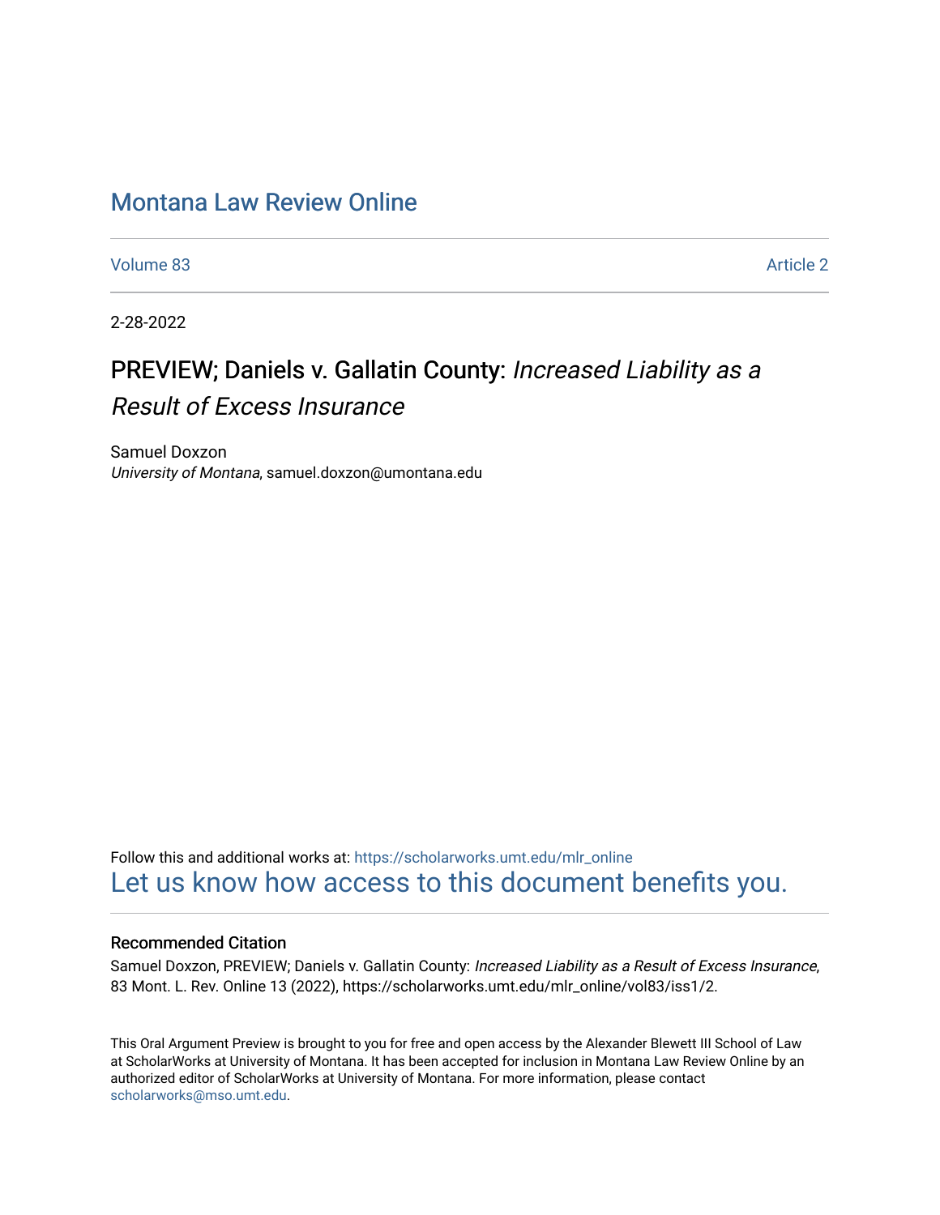# Montana Law Review Online

Volume 83 | Article 2

2-28-2022

## PREVIEW; Daniels v. Gallatin County: *Increased Liability as a Result of Excess Insurance*

Samuel Doxzon
*University of Montana*, samuel.doxzon@umontana.edu

Follow this and additional works at: https://scholarworks.umt.edu/mlr_online
Let us know how access to this document benefits you.

### Recommended Citation

Samuel Doxzon, PREVIEW; Daniels v. Gallatin County: *Increased Liability as a Result of Excess Insurance*, 83 Mont. L. Rev. Online 13 (2022), https://scholarworks.umt.edu/mlr_online/vol83/iss1/2.

This Oral Argument Preview is brought to you for free and open access by the Alexander Blewett III School of Law at ScholarWorks at University of Montana. It has been accepted for inclusion in Montana Law Review Online by an authorized editor of ScholarWorks at University of Montana. For more information, please contact scholarworks@mso.umt.edu.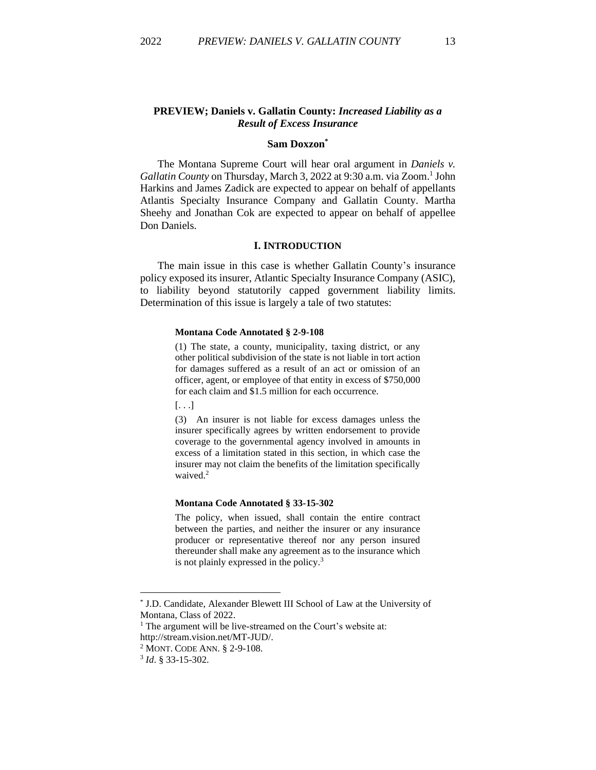## PREVIEW; Daniels v. Gallatin County: *Increased Liability as a Result of Excess Insurance*

**Sam Doxzon***

The Montana Supreme Court will hear oral argument in *Daniels v. Gallatin County* on Thursday, March 3, 2022 at 9:30 a.m. via Zoom.[1] John Harkins and James Zadick are expected to appear on behalf of appellants Atlantis Specialty Insurance Company and Gallatin County. Martha Sheehy and Jonathan Cok are expected to appear on behalf of appellee Don Daniels.

### I. INTRODUCTION

The main issue in this case is whether Gallatin County's insurance policy exposed its insurer, Atlantic Specialty Insurance Company (ASIC), to liability beyond statutorily capped government liability limits. Determination of this issue is largely a tale of two statutes:

> **Montana Code Annotated § 2-9-108**
>
> (1) The state, a county, municipality, taxing district, or any other political subdivision of the state is not liable in tort action for damages suffered as a result of an act or omission of an officer, agent, or employee of that entity in excess of $750,000 for each claim and $1.5 million for each occurrence.
>
> [. . .]
>
> (3) An insurer is not liable for excess damages unless the insurer specifically agrees by written endorsement to provide coverage to the governmental agency involved in amounts in excess of a limitation stated in this section, in which case the insurer may not claim the benefits of the limitation specifically waived.[2]
>
> **Montana Code Annotated § 33-15-302**
>
> The policy, when issued, shall contain the entire contract between the parties, and neither the insurer or any insurance producer or representative thereof nor any person insured thereunder shall make any agreement as to the insurance which is not plainly expressed in the policy.[3]

---

\* J.D. Candidate, Alexander Blewett III School of Law at the University of Montana, Class of 2022.

[1] The argument will be live-streamed on the Court's website at: http://stream.vision.net/MT-JUD/.

[2] MONT. CODE ANN. § 2-9-108.

[3] *Id*. § 33-15-302.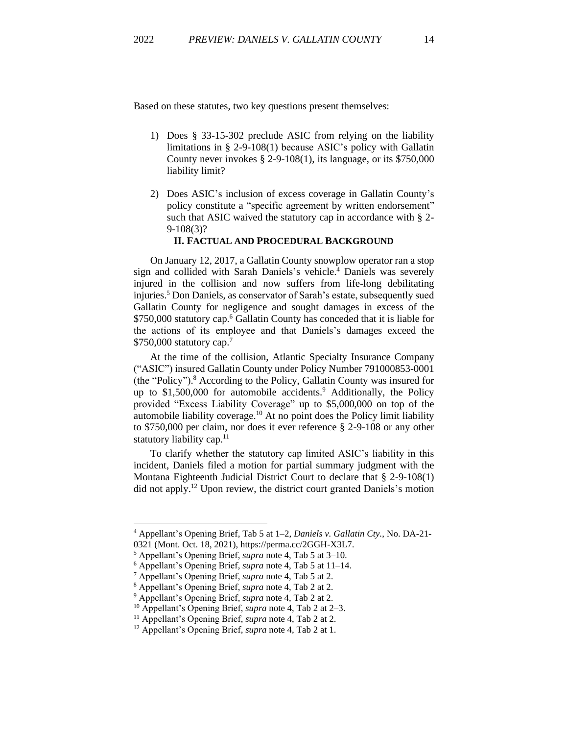Based on these statutes, two key questions present themselves:

1) Does § 33-15-302 preclude ASIC from relying on the liability limitations in § 2-9-108(1) because ASIC's policy with Gallatin County never invokes § 2-9-108(1), its language, or its $750,000 liability limit?

2) Does ASIC's inclusion of excess coverage in Gallatin County's policy constitute a "specific agreement by written endorsement" such that ASIC waived the statutory cap in accordance with § 2-9-108(3)?

## II. FACTUAL AND PROCEDURAL BACKGROUND

On January 12, 2017, a Gallatin County snowplow operator ran a stop sign and collided with Sarah Daniels's vehicle.[4] Daniels was severely injured in the collision and now suffers from life-long debilitating injuries.[5] Don Daniels, as conservator of Sarah's estate, subsequently sued Gallatin County for negligence and sought damages in excess of the $750,000 statutory cap.[6] Gallatin County has conceded that it is liable for the actions of its employee and that Daniels's damages exceed the $750,000 statutory cap.[7]

At the time of the collision, Atlantic Specialty Insurance Company ("ASIC") insured Gallatin County under Policy Number 791000853-0001 (the "Policy").[8] According to the Policy, Gallatin County was insured for up to $1,500,000 for automobile accidents.[9] Additionally, the Policy provided "Excess Liability Coverage" up to $5,000,000 on top of the automobile liability coverage.[10] At no point does the Policy limit liability to $750,000 per claim, nor does it ever reference § 2-9-108 or any other statutory liability cap.[11]

To clarify whether the statutory cap limited ASIC's liability in this incident, Daniels filed a motion for partial summary judgment with the Montana Eighteenth Judicial District Court to declare that § 2-9-108(1) did not apply.[12] Upon review, the district court granted Daniels's motion

---

[4] Appellant's Opening Brief, Tab 5 at 1–2, *Daniels v. Gallatin Cty.*, No. DA-21-0321 (Mont. Oct. 18, 2021), https://perma.cc/2GGH-X3L7.

[5] Appellant's Opening Brief, *supra* note 4, Tab 5 at 3–10.

[6] Appellant's Opening Brief, *supra* note 4, Tab 5 at 11–14.

[7] Appellant's Opening Brief, *supra* note 4, Tab 5 at 2.

[8] Appellant's Opening Brief, *supra* note 4, Tab 2 at 2.

[9] Appellant's Opening Brief, *supra* note 4, Tab 2 at 2.

[10] Appellant's Opening Brief, *supra* note 4, Tab 2 at 2–3.

[11] Appellant's Opening Brief, *supra* note 4, Tab 2 at 2.

[12] Appellant's Opening Brief, *supra* note 4, Tab 2 at 1.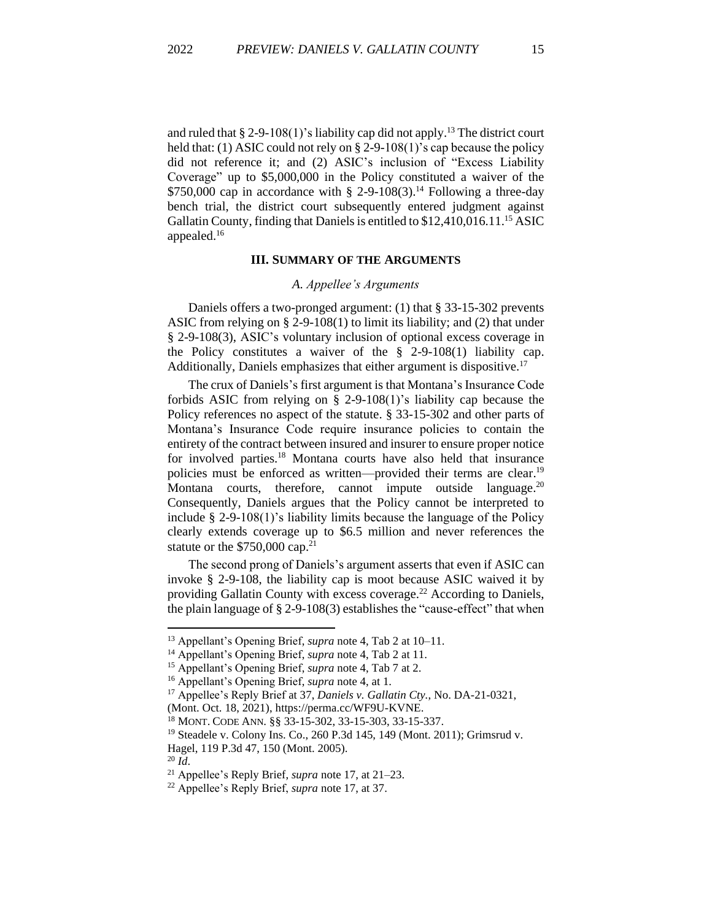and ruled that § 2-9-108(1)'s liability cap did not apply.[13] The district court held that: (1) ASIC could not rely on § 2-9-108(1)'s cap because the policy did not reference it; and (2) ASIC's inclusion of "Excess Liability Coverage" up to $5,000,000 in the Policy constituted a waiver of the $750,000 cap in accordance with § 2-9-108(3).[14] Following a three-day bench trial, the district court subsequently entered judgment against Gallatin County, finding that Daniels is entitled to $12,410,016.11.[15] ASIC appealed.[16]

### III. Summary of the Arguments

#### *A. Appellee's Arguments*

Daniels offers a two-pronged argument: (1) that § 33-15-302 prevents ASIC from relying on § 2-9-108(1) to limit its liability; and (2) that under § 2-9-108(3), ASIC's voluntary inclusion of optional excess coverage in the Policy constitutes a waiver of the § 2-9-108(1) liability cap. Additionally, Daniels emphasizes that either argument is dispositive.[17]

The crux of Daniels's first argument is that Montana's Insurance Code forbids ASIC from relying on § 2-9-108(1)'s liability cap because the Policy references no aspect of the statute. § 33-15-302 and other parts of Montana's Insurance Code require insurance policies to contain the entirety of the contract between insured and insurer to ensure proper notice for involved parties.[18] Montana courts have also held that insurance policies must be enforced as written—provided their terms are clear.[19] Montana courts, therefore, cannot impute outside language.[20] Consequently, Daniels argues that the Policy cannot be interpreted to include § 2-9-108(1)'s liability limits because the language of the Policy clearly extends coverage up to $6.5 million and never references the statute or the $750,000 cap.[21]

The second prong of Daniels's argument asserts that even if ASIC can invoke § 2-9-108, the liability cap is moot because ASIC waived it by providing Gallatin County with excess coverage.[22] According to Daniels, the plain language of § 2-9-108(3) establishes the "cause-effect" that when

---

[13] Appellant's Opening Brief, *supra* note 4, Tab 2 at 10–11.

[14] Appellant's Opening Brief, *supra* note 4, Tab 2 at 11.

[15] Appellant's Opening Brief, *supra* note 4, Tab 7 at 2.

[16] Appellant's Opening Brief, *supra* note 4, at 1.

[17] Appellee's Reply Brief at 37, *Daniels v. Gallatin Cty.*, No. DA-21-0321, (Mont. Oct. 18, 2021), https://perma.cc/WF9U-KVNE.

[18] MONT. CODE ANN. §§ 33-15-302, 33-15-303, 33-15-337.

[19] Steadele v. Colony Ins. Co., 260 P.3d 145, 149 (Mont. 2011); Grimsrud v. Hagel, 119 P.3d 47, 150 (Mont. 2005).

[20] *Id*.

[21] Appellee's Reply Brief, *supra* note 17, at 21–23.

[22] Appellee's Reply Brief, *supra* note 17, at 37.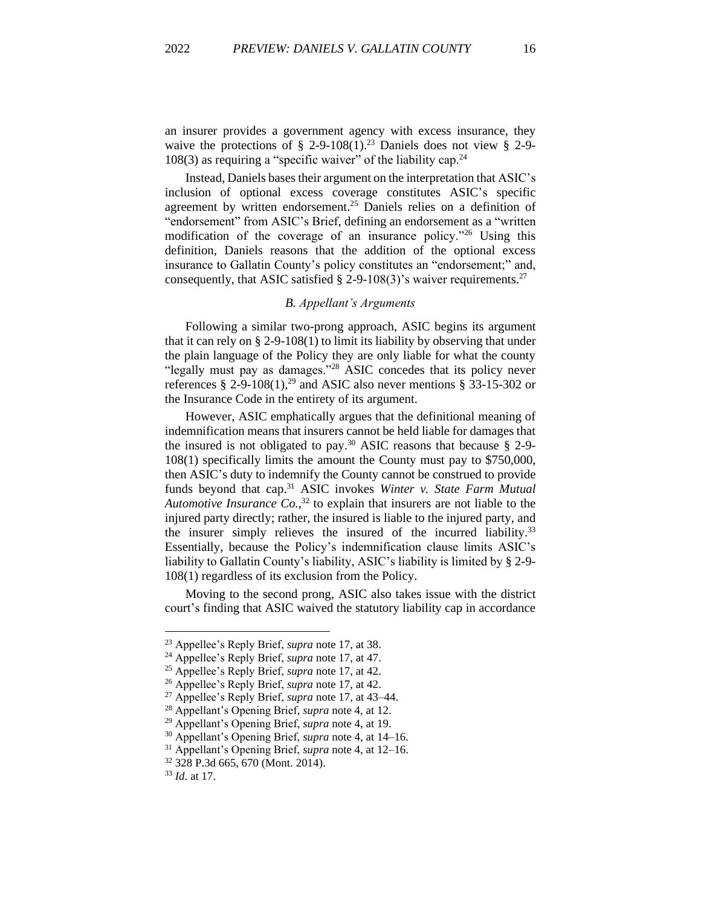an insurer provides a government agency with excess insurance, they waive the protections of § 2-9-108(1).[23] Daniels does not view § 2-9-108(3) as requiring a "specific waiver" of the liability cap.[24]

Instead, Daniels bases their argument on the interpretation that ASIC's inclusion of optional excess coverage constitutes ASIC's specific agreement by written endorsement.[25] Daniels relies on a definition of "endorsement" from ASIC's Brief, defining an endorsement as a "written modification of the coverage of an insurance policy."[26] Using this definition, Daniels reasons that the addition of the optional excess insurance to Gallatin County's policy constitutes an "endorsement;" and, consequently, that ASIC satisfied § 2-9-108(3)'s waiver requirements.[27]

### *B. Appellant's Arguments*

Following a similar two-prong approach, ASIC begins its argument that it can rely on § 2-9-108(1) to limit its liability by observing that under the plain language of the Policy they are only liable for what the county "legally must pay as damages."[28] ASIC concedes that its policy never references § 2-9-108(1),[29] and ASIC also never mentions § 33-15-302 or the Insurance Code in the entirety of its argument.

However, ASIC emphatically argues that the definitional meaning of indemnification means that insurers cannot be held liable for damages that the insured is not obligated to pay.[30] ASIC reasons that because § 2-9-108(1) specifically limits the amount the County must pay to $750,000, then ASIC's duty to indemnify the County cannot be construed to provide funds beyond that cap.[31] ASIC invokes *Winter v. State Farm Mutual Automotive Insurance Co.*,[32] to explain that insurers are not liable to the injured party directly; rather, the insured is liable to the injured party, and the insurer simply relieves the insured of the incurred liability.[33] Essentially, because the Policy's indemnification clause limits ASIC's liability to Gallatin County's liability, ASIC's liability is limited by § 2-9-108(1) regardless of its exclusion from the Policy.

Moving to the second prong, ASIC also takes issue with the district court's finding that ASIC waived the statutory liability cap in accordance

---

[23] Appellee's Reply Brief, *supra* note 17, at 38.
[24] Appellee's Reply Brief, *supra* note 17, at 47.
[25] Appellee's Reply Brief, *supra* note 17, at 42.
[26] Appellee's Reply Brief, *supra* note 17, at 42.
[27] Appellee's Reply Brief, *supra* note 17, at 43–44.
[28] Appellant's Opening Brief, *supra* note 4, at 12.
[29] Appellant's Opening Brief, *supra* note 4, at 19.
[30] Appellant's Opening Brief, *supra* note 4, at 14–16.
[31] Appellant's Opening Brief, *supra* note 4, at 12–16.
[32] 328 P.3d 665, 670 (Mont. 2014).
[33] *Id*. at 17.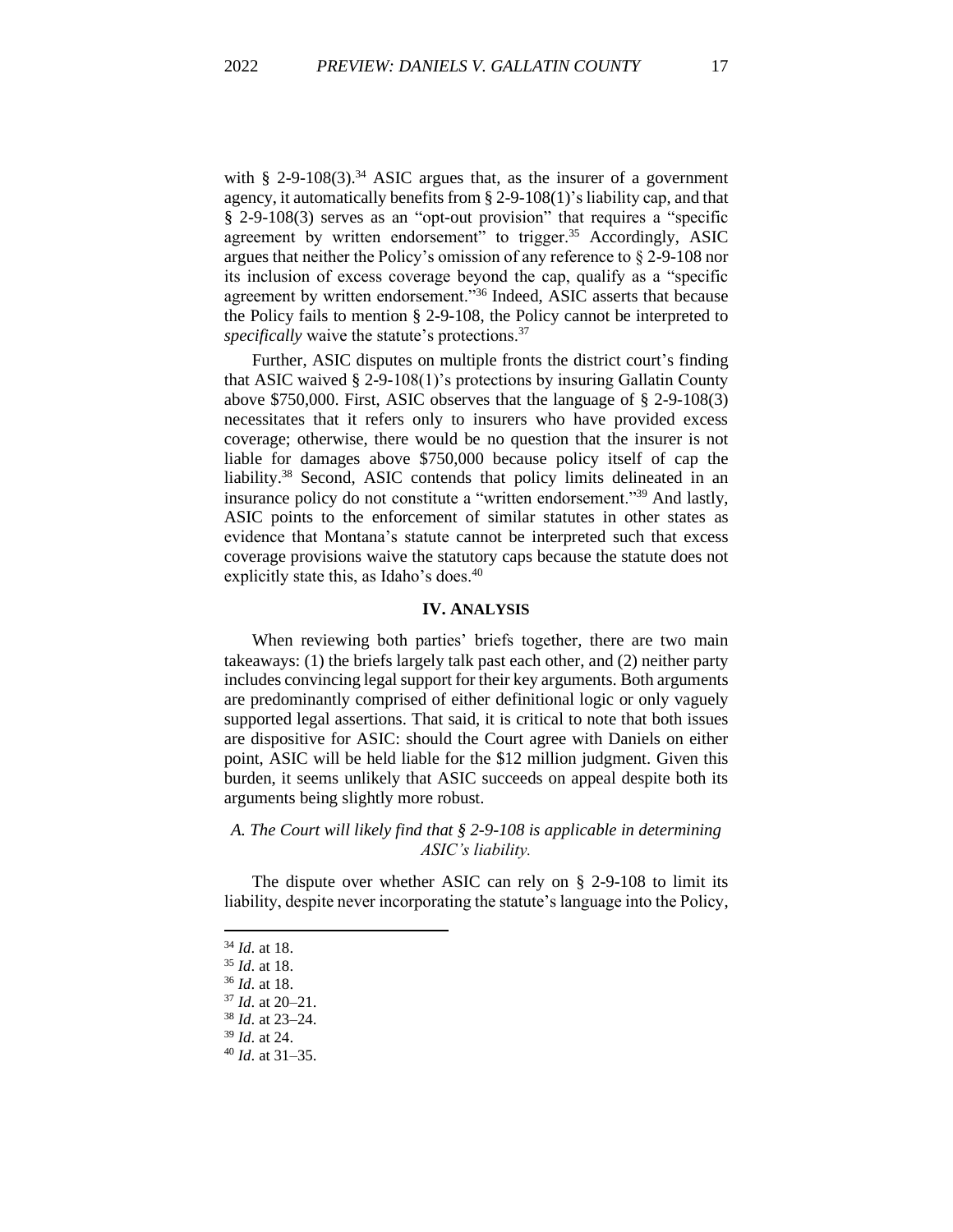with § 2-9-108(3).[34] ASIC argues that, as the insurer of a government agency, it automatically benefits from § 2-9-108(1)'s liability cap, and that § 2-9-108(3) serves as an "opt-out provision" that requires a "specific agreement by written endorsement" to trigger.[35] Accordingly, ASIC argues that neither the Policy's omission of any reference to § 2-9-108 nor its inclusion of excess coverage beyond the cap, qualify as a "specific agreement by written endorsement."[36] Indeed, ASIC asserts that because the Policy fails to mention § 2-9-108, the Policy cannot be interpreted to *specifically* waive the statute's protections.[37]

Further, ASIC disputes on multiple fronts the district court's finding that ASIC waived § 2-9-108(1)'s protections by insuring Gallatin County above $750,000. First, ASIC observes that the language of § 2-9-108(3) necessitates that it refers only to insurers who have provided excess coverage; otherwise, there would be no question that the insurer is not liable for damages above $750,000 because policy itself of cap the liability.[38] Second, ASIC contends that policy limits delineated in an insurance policy do not constitute a "written endorsement."[39] And lastly, ASIC points to the enforcement of similar statutes in other states as evidence that Montana's statute cannot be interpreted such that excess coverage provisions waive the statutory caps because the statute does not explicitly state this, as Idaho's does.[40]

## IV. ANALYSIS

When reviewing both parties' briefs together, there are two main takeaways: (1) the briefs largely talk past each other, and (2) neither party includes convincing legal support for their key arguments. Both arguments are predominantly comprised of either definitional logic or only vaguely supported legal assertions. That said, it is critical to note that both issues are dispositive for ASIC: should the Court agree with Daniels on either point, ASIC will be held liable for the $12 million judgment. Given this burden, it seems unlikely that ASIC succeeds on appeal despite both its arguments being slightly more robust.

### *A. The Court will likely find that § 2-9-108 is applicable in determining ASIC's liability.*

The dispute over whether ASIC can rely on § 2-9-108 to limit its liability, despite never incorporating the statute's language into the Policy,

---

[34] *Id*. at 18.
[35] *Id*. at 18.
[36] *Id*. at 18.
[37] *Id*. at 20–21.
[38] *Id*. at 23–24.
[39] *Id*. at 24.
[40] *Id*. at 31–35.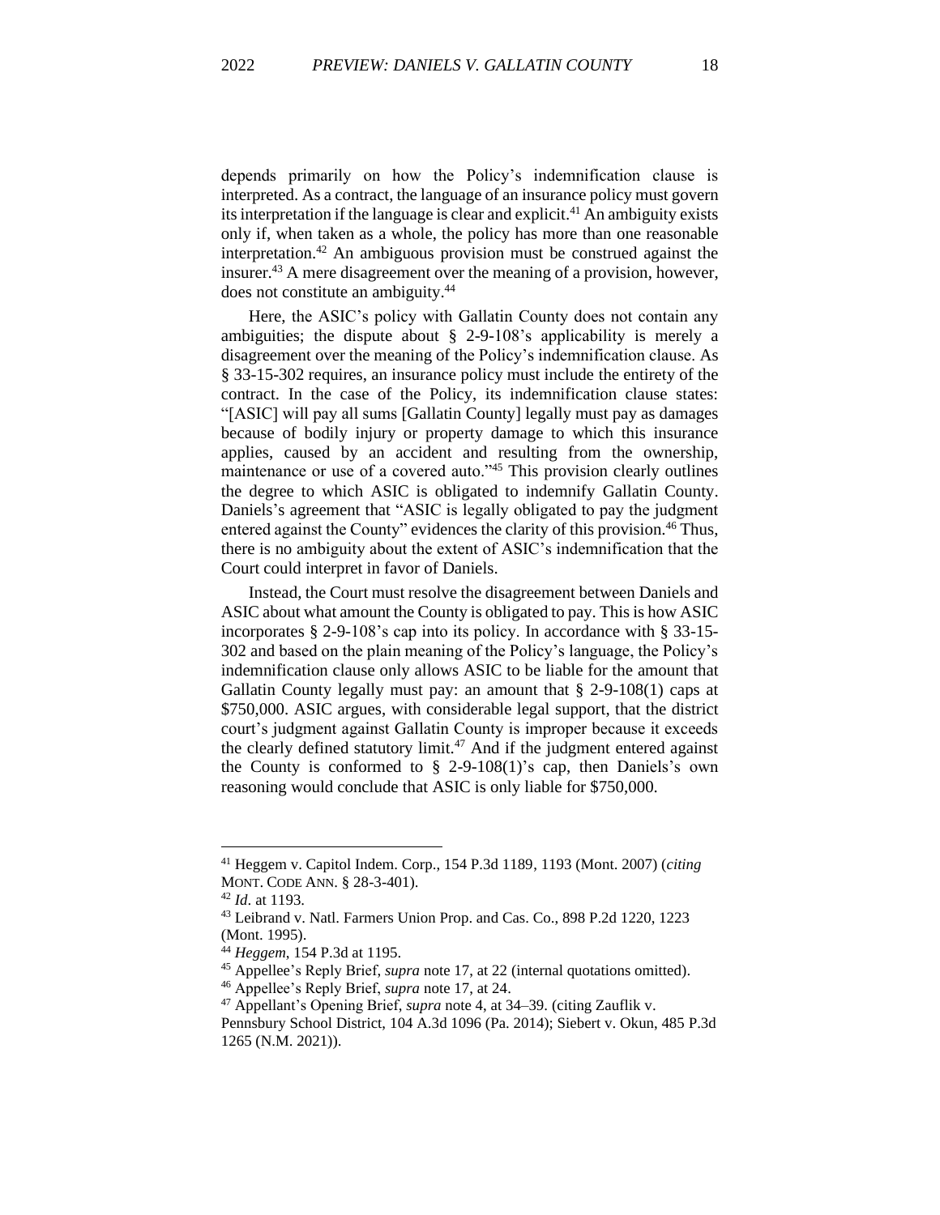depends primarily on how the Policy's indemnification clause is interpreted. As a contract, the language of an insurance policy must govern its interpretation if the language is clear and explicit.[41] An ambiguity exists only if, when taken as a whole, the policy has more than one reasonable interpretation.[42] An ambiguous provision must be construed against the insurer.[43] A mere disagreement over the meaning of a provision, however, does not constitute an ambiguity.[44]

Here, the ASIC's policy with Gallatin County does not contain any ambiguities; the dispute about § 2-9-108's applicability is merely a disagreement over the meaning of the Policy's indemnification clause. As § 33-15-302 requires, an insurance policy must include the entirety of the contract. In the case of the Policy, its indemnification clause states: "[ASIC] will pay all sums [Gallatin County] legally must pay as damages because of bodily injury or property damage to which this insurance applies, caused by an accident and resulting from the ownership, maintenance or use of a covered auto."[45] This provision clearly outlines the degree to which ASIC is obligated to indemnify Gallatin County. Daniels's agreement that "ASIC is legally obligated to pay the judgment entered against the County" evidences the clarity of this provision.[46] Thus, there is no ambiguity about the extent of ASIC's indemnification that the Court could interpret in favor of Daniels.

Instead, the Court must resolve the disagreement between Daniels and ASIC about what amount the County is obligated to pay. This is how ASIC incorporates § 2-9-108's cap into its policy. In accordance with § 33-15-302 and based on the plain meaning of the Policy's language, the Policy's indemnification clause only allows ASIC to be liable for the amount that Gallatin County legally must pay: an amount that § 2-9-108(1) caps at \$750,000. ASIC argues, with considerable legal support, that the district court's judgment against Gallatin County is improper because it exceeds the clearly defined statutory limit.[47] And if the judgment entered against the County is conformed to § 2-9-108(1)'s cap, then Daniels's own reasoning would conclude that ASIC is only liable for \$750,000.

---

[41] Heggem v. Capitol Indem. Corp., 154 P.3d 1189, 1193 (Mont. 2007) (*citing* MONT. CODE ANN. § 28-3-401).

[42] *Id*. at 1193.

[43] Leibrand v. Natl. Farmers Union Prop. and Cas. Co., 898 P.2d 1220, 1223 (Mont. 1995).

[44] *Heggem*, 154 P.3d at 1195.

[45] Appellee's Reply Brief, *supra* note 17, at 22 (internal quotations omitted).

[46] Appellee's Reply Brief, *supra* note 17, at 24.

[47] Appellant's Opening Brief, *supra* note 4, at 34–39. (citing Zauflik v. Pennsbury School District, 104 A.3d 1096 (Pa. 2014); Siebert v. Okun, 485 P.3d 1265 (N.M. 2021)).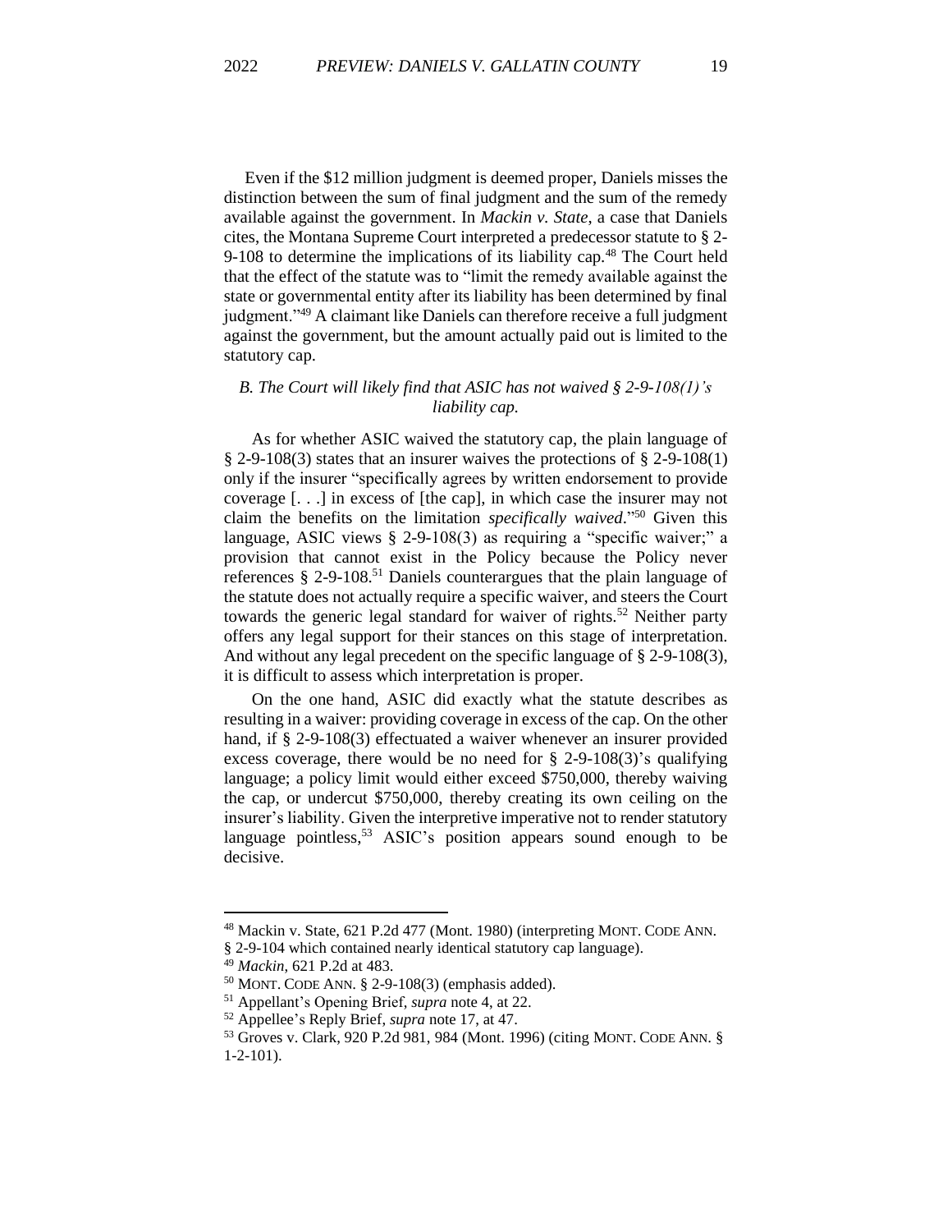Even if the $12 million judgment is deemed proper, Daniels misses the distinction between the sum of final judgment and the sum of the remedy available against the government. In *Mackin v. State*, a case that Daniels cites, the Montana Supreme Court interpreted a predecessor statute to § 2-9-108 to determine the implications of its liability cap.[48] The Court held that the effect of the statute was to "limit the remedy available against the state or governmental entity after its liability has been determined by final judgment."[49] A claimant like Daniels can therefore receive a full judgment against the government, but the amount actually paid out is limited to the statutory cap.

### *B. The Court will likely find that ASIC has not waived § 2-9-108(1)'s liability cap.*

As for whether ASIC waived the statutory cap, the plain language of § 2-9-108(3) states that an insurer waives the protections of § 2-9-108(1) only if the insurer "specifically agrees by written endorsement to provide coverage [. . .] in excess of [the cap], in which case the insurer may not claim the benefits on the limitation *specifically waived*."[50] Given this language, ASIC views § 2-9-108(3) as requiring a "specific waiver;" a provision that cannot exist in the Policy because the Policy never references § 2-9-108.[51] Daniels counterargues that the plain language of the statute does not actually require a specific waiver, and steers the Court towards the generic legal standard for waiver of rights.[52] Neither party offers any legal support for their stances on this stage of interpretation. And without any legal precedent on the specific language of § 2-9-108(3), it is difficult to assess which interpretation is proper.

On the one hand, ASIC did exactly what the statute describes as resulting in a waiver: providing coverage in excess of the cap. On the other hand, if § 2-9-108(3) effectuated a waiver whenever an insurer provided excess coverage, there would be no need for § 2-9-108(3)'s qualifying language; a policy limit would either exceed $750,000, thereby waiving the cap, or undercut $750,000, thereby creating its own ceiling on the insurer's liability. Given the interpretive imperative not to render statutory language pointless,[53] ASIC's position appears sound enough to be decisive.

---

[48] Mackin v. State, 621 P.2d 477 (Mont. 1980) (interpreting MONT. CODE ANN. § 2-9-104 which contained nearly identical statutory cap language).

[49] *Mackin*, 621 P.2d at 483.

[50] MONT. CODE ANN. § 2-9-108(3) (emphasis added).

[51] Appellant's Opening Brief, *supra* note 4, at 22.

[52] Appellee's Reply Brief, *supra* note 17, at 47.

[53] Groves v. Clark, 920 P.2d 981, 984 (Mont. 1996) (citing MONT. CODE ANN. § 1-2-101).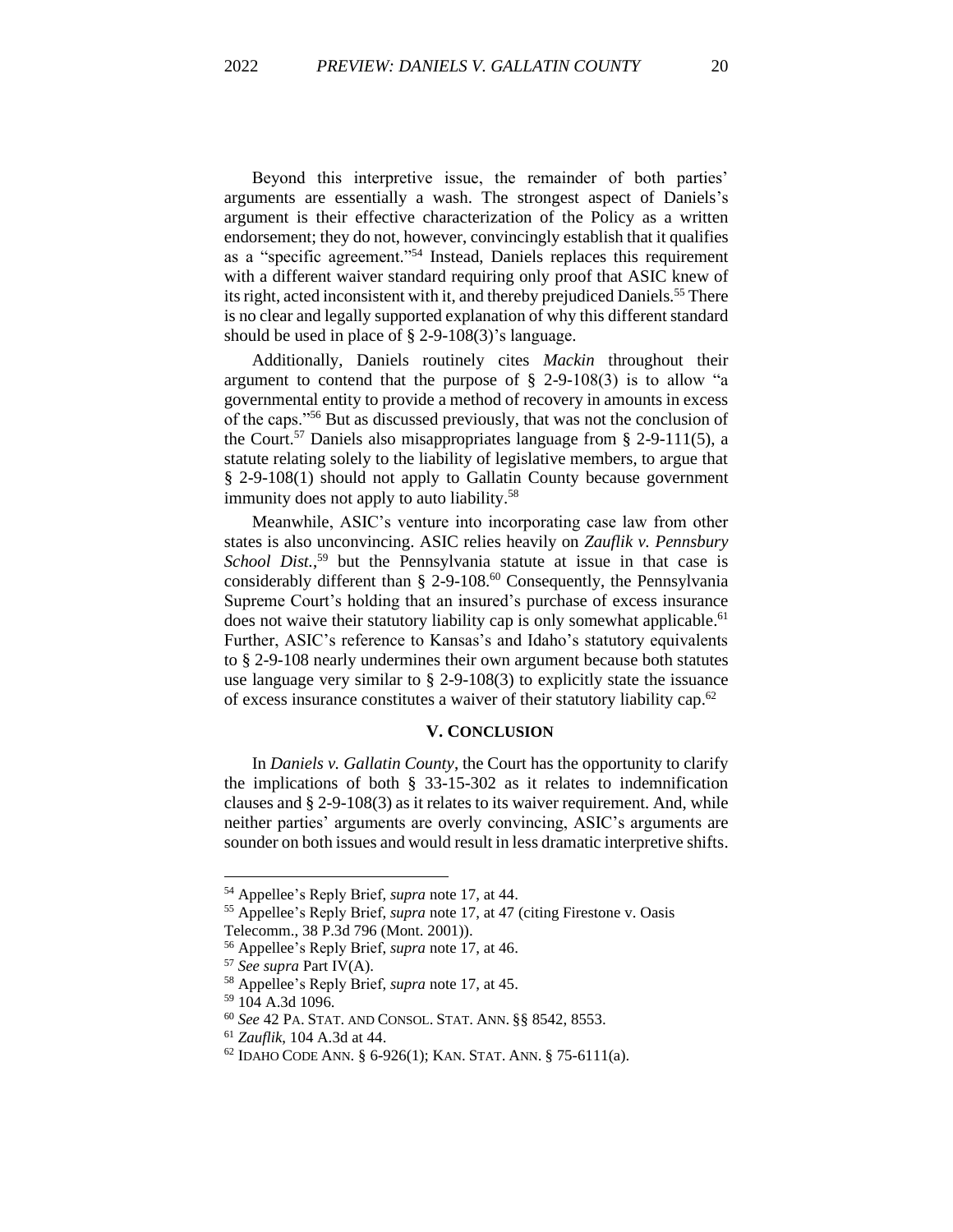Beyond this interpretive issue, the remainder of both parties' arguments are essentially a wash. The strongest aspect of Daniels's argument is their effective characterization of the Policy as a written endorsement; they do not, however, convincingly establish that it qualifies as a "specific agreement."[54] Instead, Daniels replaces this requirement with a different waiver standard requiring only proof that ASIC knew of its right, acted inconsistent with it, and thereby prejudiced Daniels.[55] There is no clear and legally supported explanation of why this different standard should be used in place of § 2-9-108(3)'s language.

Additionally, Daniels routinely cites *Mackin* throughout their argument to contend that the purpose of § 2-9-108(3) is to allow "a governmental entity to provide a method of recovery in amounts in excess of the caps."[56] But as discussed previously, that was not the conclusion of the Court.[57] Daniels also misappropriates language from § 2-9-111(5), a statute relating solely to the liability of legislative members, to argue that § 2-9-108(1) should not apply to Gallatin County because government immunity does not apply to auto liability.[58]

Meanwhile, ASIC's venture into incorporating case law from other states is also unconvincing. ASIC relies heavily on *Zauflik v. Pennsbury School Dist.*,[59] but the Pennsylvania statute at issue in that case is considerably different than § 2-9-108.[60] Consequently, the Pennsylvania Supreme Court's holding that an insured's purchase of excess insurance does not waive their statutory liability cap is only somewhat applicable.[61] Further, ASIC's reference to Kansas's and Idaho's statutory equivalents to § 2-9-108 nearly undermines their own argument because both statutes use language very similar to § 2-9-108(3) to explicitly state the issuance of excess insurance constitutes a waiver of their statutory liability cap.[62]

## V. CONCLUSION

In *Daniels v. Gallatin County*, the Court has the opportunity to clarify the implications of both § 33-15-302 as it relates to indemnification clauses and § 2-9-108(3) as it relates to its waiver requirement. And, while neither parties' arguments are overly convincing, ASIC's arguments are sounder on both issues and would result in less dramatic interpretive shifts.

---

[54] Appellee's Reply Brief, *supra* note 17, at 44.

[55] Appellee's Reply Brief, *supra* note 17, at 47 (citing Firestone v. Oasis Telecomm., 38 P.3d 796 (Mont. 2001)).

[56] Appellee's Reply Brief, *supra* note 17, at 46.

[57] *See supra* Part IV(A).

[58] Appellee's Reply Brief, *supra* note 17, at 45.

[59] 104 A.3d 1096.

[60] *See* 42 PA. STAT. AND CONSOL. STAT. ANN. §§ 8542, 8553.

[61] *Zauflik*, 104 A.3d at 44.

[62] IDAHO CODE ANN. § 6-926(1); KAN. STAT. ANN. § 75-6111(a).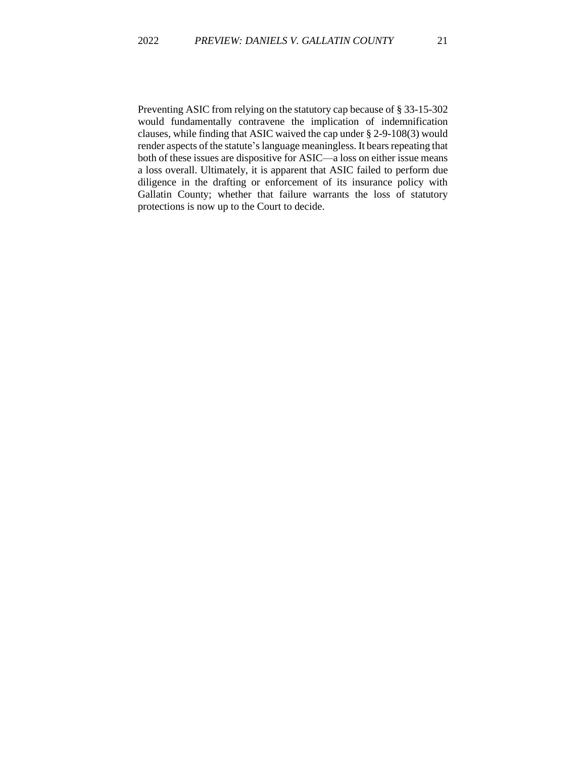Preventing ASIC from relying on the statutory cap because of § 33-15-302 would fundamentally contravene the implication of indemnification clauses, while finding that ASIC waived the cap under § 2-9-108(3) would render aspects of the statute's language meaningless. It bears repeating that both of these issues are dispositive for ASIC—a loss on either issue means a loss overall. Ultimately, it is apparent that ASIC failed to perform due diligence in the drafting or enforcement of its insurance policy with Gallatin County; whether that failure warrants the loss of statutory protections is now up to the Court to decide.